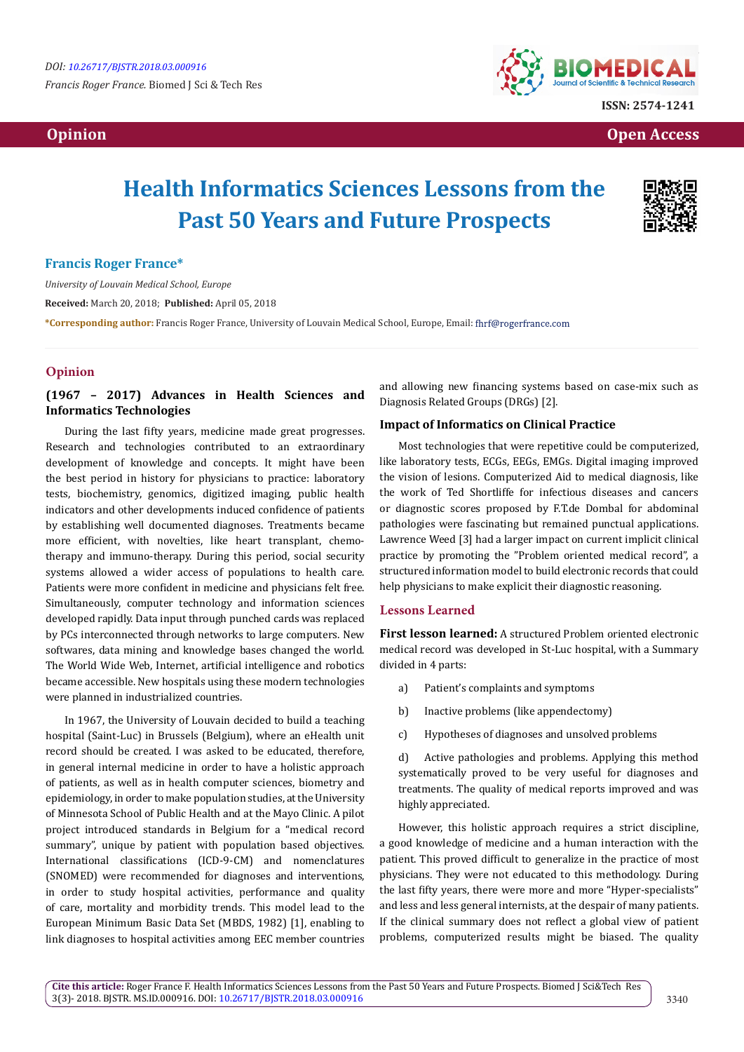DOI: 10.26717/BJSTR.2018.03.000916

Francis Roger France. Biomed J Sci & Tech Res

ISSN: 2574-1241

Opinion

Open Access

# Health Informatics Sciences Lessons from the Past 50 Years and Future Prospects

**Francis Roger France***

*University of Louvain Medical School, Europe*

**Received:** March 20, 2018; **Published:** April 05, 2018

***Corresponding author:** Francis Roger France, University of Louvain Medical School, Europe, Email: fhrf@rogerfrance.com

## Opinion

### (1967 – 2017) Advances in Health Sciences and Informatics Technologies

During the last fifty years, medicine made great progresses. Research and technologies contributed to an extraordinary development of knowledge and concepts. It might have been the best period in history for physicians to practice: laboratory tests, biochemistry, genomics, digitized imaging, public health indicators and other developments induced confidence of patients by establishing well documented diagnoses. Treatments became more efficient, with novelties, like heart transplant, chemo-therapy and immuno-therapy. During this period, social security systems allowed a wider access of populations to health care. Patients were more confident in medicine and physicians felt free. Simultaneously, computer technology and information sciences developed rapidly. Data input through punched cards was replaced by PCs interconnected through networks to large computers. New softwares, data mining and knowledge bases changed the world. The World Wide Web, Internet, artificial intelligence and robotics became accessible. New hospitals using these modern technologies were planned in industrialized countries.

In 1967, the University of Louvain decided to build a teaching hospital (Saint-Luc) in Brussels (Belgium), where an eHealth unit record should be created. I was asked to be educated, therefore, in general internal medicine in order to have a holistic approach of patients, as well as in health computer sciences, biometry and epidemiology, in order to make population studies, at the University of Minnesota School of Public Health and at the Mayo Clinic. A pilot project introduced standards in Belgium for a "medical record summary", unique by patient with population based objectives. International classifications (ICD-9-CM) and nomenclatures (SNOMED) were recommended for diagnoses and interventions, in order to study hospital activities, performance and quality of care, mortality and morbidity trends. This model lead to the European Minimum Basic Data Set (MBDS, 1982) [1], enabling to link diagnoses to hospital activities among EEC member countries and allowing new financing systems based on case-mix such as Diagnosis Related Groups (DRGs) [2].

### Impact of Informatics on Clinical Practice

Most technologies that were repetitive could be computerized, like laboratory tests, ECGs, EEGs, EMGs. Digital imaging improved the vision of lesions. Computerized Aid to medical diagnosis, like the work of Ted Shortliffe for infectious diseases and cancers or diagnostic scores proposed by F.T.de Dombal for abdominal pathologies were fascinating but remained punctual applications. Lawrence Weed [3] had a larger impact on current implicit clinical practice by promoting the "Problem oriented medical record", a structured information model to build electronic records that could help physicians to make explicit their diagnostic reasoning.

## Lessons Learned

**First lesson learned:** A structured Problem oriented electronic medical record was developed in St-Luc hospital, with a Summary divided in 4 parts:

a) Patient's complaints and symptoms

b) Inactive problems (like appendectomy)

c) Hypotheses of diagnoses and unsolved problems

d) Active pathologies and problems. Applying this method systematically proved to be very useful for diagnoses and treatments. The quality of medical reports improved and was highly appreciated.

However, this holistic approach requires a strict discipline, a good knowledge of medicine and a human interaction with the patient. This proved difficult to generalize in the practice of most physicians. They were not educated to this methodology. During the last fifty years, there were more and more "Hyper-specialists" and less and less general internists, at the despair of many patients. If the clinical summary does not reflect a global view of patient problems, computerized results might be biased. The quality

**Cite this article:** Roger France F. Health Informatics Sciences Lessons from the Past 50 Years and Future Prospects. Biomed J Sci&Tech Res 3(3)- 2018. BJSTR. MS.ID.000916. DOI: 10.26717/BJSTR.2018.03.000916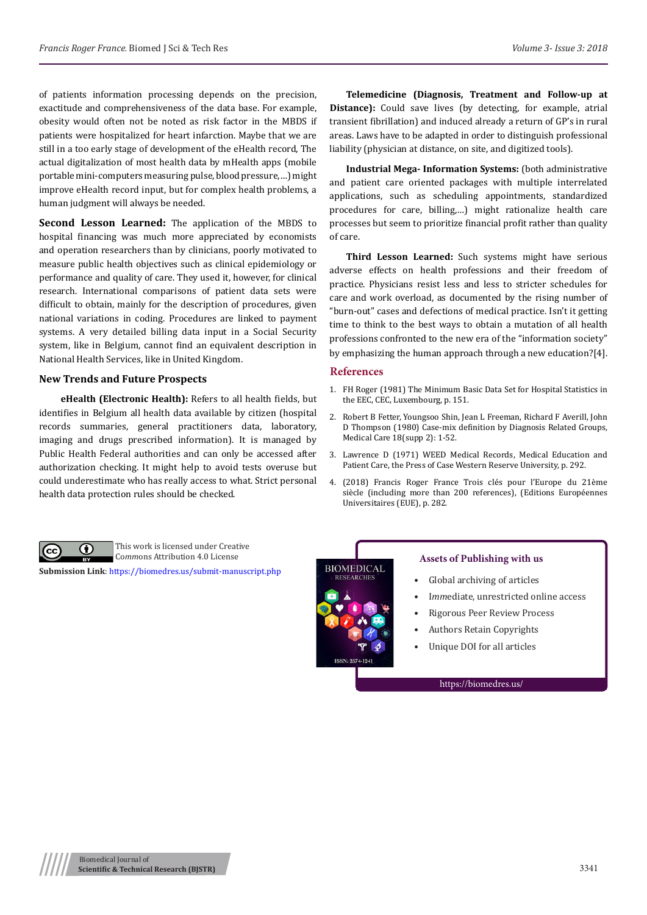of patients information processing depends on the precision, exactitude and comprehensiveness of the data base. For example, obesity would often not be noted as risk factor in the MBDS if patients were hospitalized for heart infarction. Maybe that we are still in a too early stage of development of the eHealth record, The actual digitalization of most health data by mHealth apps (mobile portable mini-computers measuring pulse, blood pressure,…) might improve eHealth record input, but for complex health problems, a human judgment will always be needed.

**Second Lesson Learned:** The application of the MBDS to hospital financing was much more appreciated by economists and operation researchers than by clinicians, poorly motivated to measure public health objectives such as clinical epidemiology or performance and quality of care. They used it, however, for clinical research. International comparisons of patient data sets were difficult to obtain, mainly for the description of procedures, given national variations in coding. Procedures are linked to payment systems. A very detailed billing data input in a Social Security system, like in Belgium, cannot find an equivalent description in National Health Services, like in United Kingdom.

## New Trends and Future Prospects

**eHealth (Electronic Health):** Refers to all health fields, but identifies in Belgium all health data available by citizen (hospital records summaries, general practitioners data, laboratory, imaging and drugs prescribed information). It is managed by Public Health Federal authorities and can only be accessed after authorization checking. It might help to avoid tests overuse but could underestimate who has really access to what. Strict personal health data protection rules should be checked.

**Telemedicine (Diagnosis, Treatment and Follow-up at Distance):** Could save lives (by detecting, for example, atrial transient fibrillation) and induced already a return of GP's in rural areas. Laws have to be adapted in order to distinguish professional liability (physician at distance, on site, and digitized tools).

**Industrial Mega- Information Systems:** (both administrative and patient care oriented packages with multiple interrelated applications, such as scheduling appointments, standardized procedures for care, billing,…) might rationalize health care processes but seem to prioritize financial profit rather than quality of care.

**Third Lesson Learned:** Such systems might have serious adverse effects on health professions and their freedom of practice. Physicians resist less and less to stricter schedules for care and work overload, as documented by the rising number of "burn-out" cases and defections of medical practice. Isn't it getting time to think to the best ways to obtain a mutation of all health professions confronted to the new era of the "information society" by emphasizing the human approach through a new education?[4].

## References

1. FH Roger (1981) The Minimum Basic Data Set for Hospital Statistics in the EEC, CEC, Luxembourg, p. 151.
2. Robert B Fetter, Youngsoo Shin, Jean L Freeman, Richard F Averill, John D Thompson (1980) Case-mix definition by Diagnosis Related Groups, Medical Care 18(supp 2): 1-52.
3. Lawrence D (1971) WEED Medical Records, Medical Education and Patient Care, the Press of Case Western Reserve University, p. 292.
4. (2018) Francis Roger France Trois clés pour l'Europe du 21ème siècle (including more than 200 references), (Editions Européennes Universitaires (EUE), p. 282.

This work is licensed under Creative Commons Attribution 4.0 License

**Submission Link**: https://biomedres.us/submit-manuscript.php

### Assets of Publishing with us

- Global archiving of articles
- Immediate, unrestricted online access
- Rigorous Peer Review Process
- Authors Retain Copyrights
- Unique DOI for all articles

https://biomedres.us/